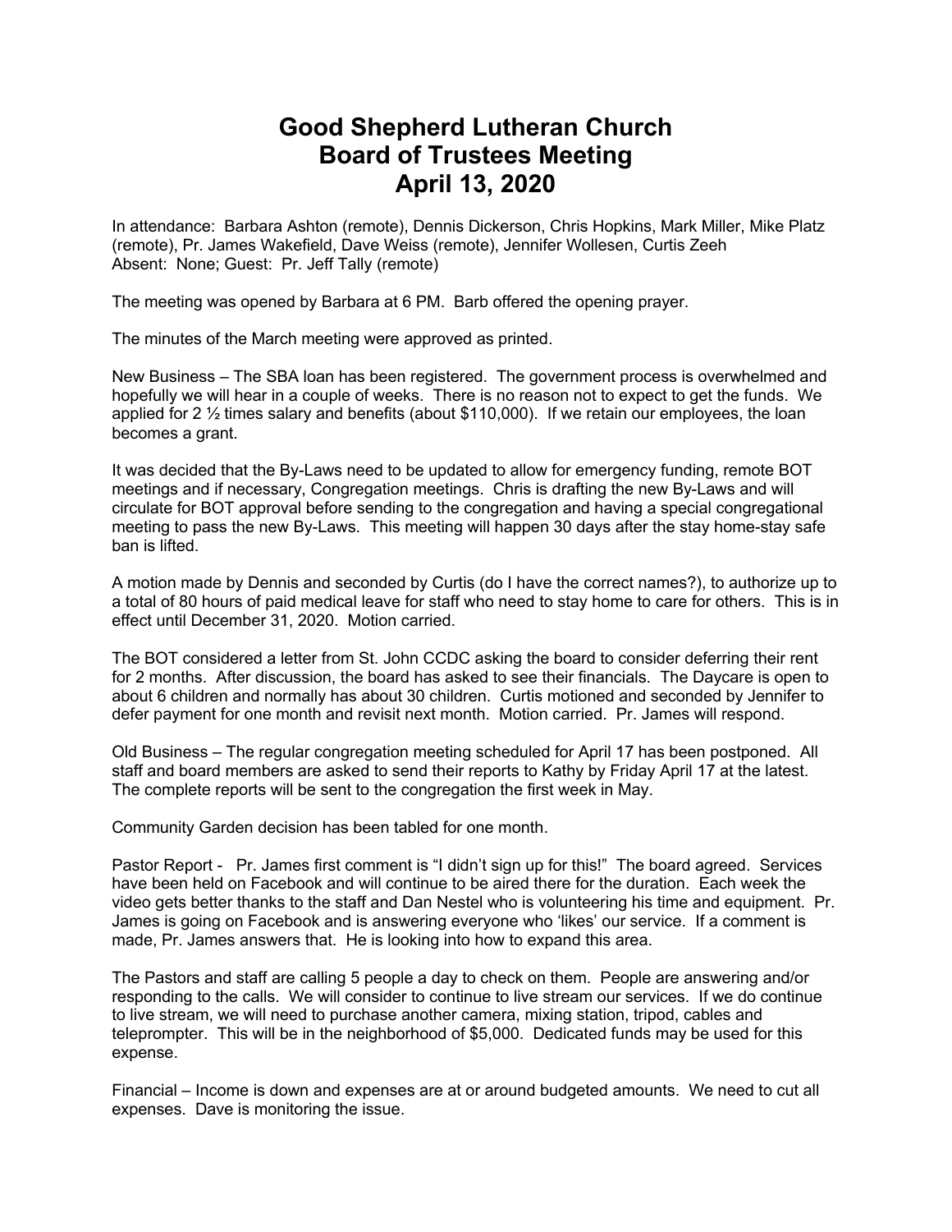# Good Shepherd Lutheran Church
# Board of Trustees Meeting
# April 13, 2020

In attendance: Barbara Ashton (remote), Dennis Dickerson, Chris Hopkins, Mark Miller, Mike Platz (remote), Pr. James Wakefield, Dave Weiss (remote), Jennifer Wollesen, Curtis Zeeh
Absent: None; Guest: Pr. Jeff Tally (remote)

The meeting was opened by Barbara at 6 PM. Barb offered the opening prayer.

The minutes of the March meeting were approved as printed.

New Business – The SBA loan has been registered. The government process is overwhelmed and hopefully we will hear in a couple of weeks. There is no reason not to expect to get the funds. We applied for 2 ½ times salary and benefits (about $110,000). If we retain our employees, the loan becomes a grant.

It was decided that the By-Laws need to be updated to allow for emergency funding, remote BOT meetings and if necessary, Congregation meetings. Chris is drafting the new By-Laws and will circulate for BOT approval before sending to the congregation and having a special congregational meeting to pass the new By-Laws. This meeting will happen 30 days after the stay home-stay safe ban is lifted.

A motion made by Dennis and seconded by Curtis (do I have the correct names?), to authorize up to a total of 80 hours of paid medical leave for staff who need to stay home to care for others. This is in effect until December 31, 2020. Motion carried.

The BOT considered a letter from St. John CCDC asking the board to consider deferring their rent for 2 months. After discussion, the board has asked to see their financials. The Daycare is open to about 6 children and normally has about 30 children. Curtis motioned and seconded by Jennifer to defer payment for one month and revisit next month. Motion carried. Pr. James will respond.

Old Business – The regular congregation meeting scheduled for April 17 has been postponed. All staff and board members are asked to send their reports to Kathy by Friday April 17 at the latest. The complete reports will be sent to the congregation the first week in May.

Community Garden decision has been tabled for one month.

Pastor Report - Pr. James first comment is "I didn't sign up for this!" The board agreed. Services have been held on Facebook and will continue to be aired there for the duration. Each week the video gets better thanks to the staff and Dan Nestel who is volunteering his time and equipment. Pr. James is going on Facebook and is answering everyone who 'likes' our service. If a comment is made, Pr. James answers that. He is looking into how to expand this area.

The Pastors and staff are calling 5 people a day to check on them. People are answering and/or responding to the calls. We will consider to continue to live stream our services. If we do continue to live stream, we will need to purchase another camera, mixing station, tripod, cables and teleprompter. This will be in the neighborhood of $5,000. Dedicated funds may be used for this expense.

Financial – Income is down and expenses are at or around budgeted amounts. We need to cut all expenses. Dave is monitoring the issue.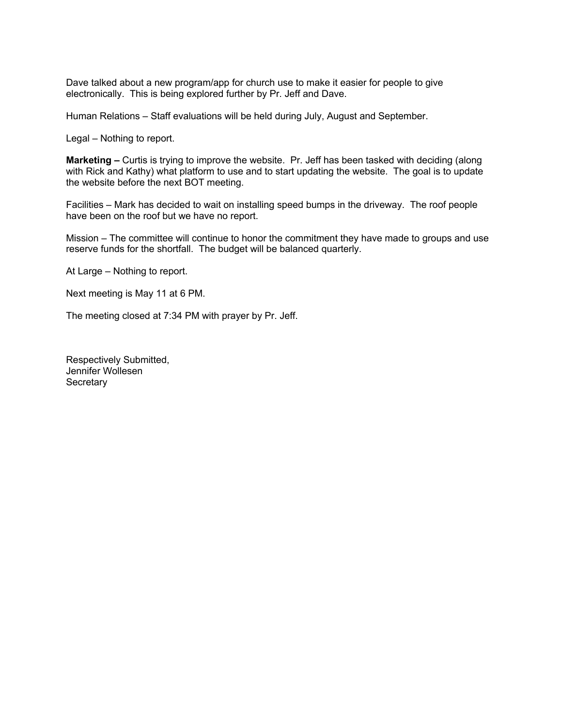Dave talked about a new program/app for church use to make it easier for people to give electronically. This is being explored further by Pr. Jeff and Dave.

Human Relations – Staff evaluations will be held during July, August and September.

Legal – Nothing to report.

**Marketing –** Curtis is trying to improve the website. Pr. Jeff has been tasked with deciding (along with Rick and Kathy) what platform to use and to start updating the website. The goal is to update the website before the next BOT meeting.

Facilities – Mark has decided to wait on installing speed bumps in the driveway. The roof people have been on the roof but we have no report.

Mission – The committee will continue to honor the commitment they have made to groups and use reserve funds for the shortfall. The budget will be balanced quarterly.

At Large – Nothing to report.

Next meeting is May 11 at 6 PM.

The meeting closed at 7:34 PM with prayer by Pr. Jeff.

Respectively Submitted,
Jennifer Wollesen
Secretary